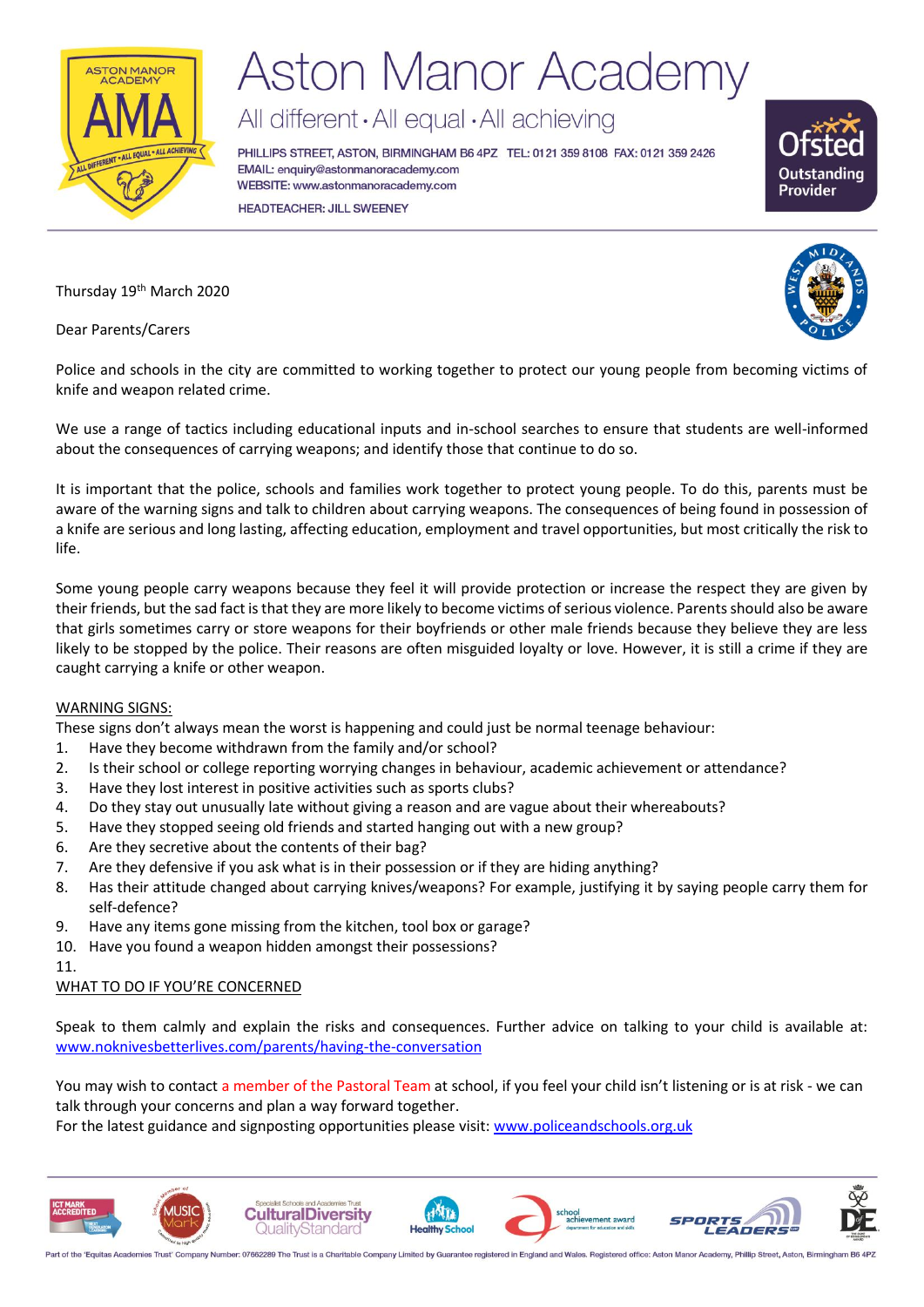# Aston Manor Academy

All different • All equal • All achieving

PHILLIPS STREET, ASTON, BIRMINGHAM B6 4PZ TEL: 0121 359 8108 FAX: 0121 359 2426
EMAIL: enquiry@astonmanoracademy.com
WEBSITE: www.astonmanoracademy.com

HEADTEACHER: JILL SWEENEY

Thursday 19th March 2020

Dear Parents/Carers

Police and schools in the city are committed to working together to protect our young people from becoming victims of knife and weapon related crime.

We use a range of tactics including educational inputs and in-school searches to ensure that students are well-informed about the consequences of carrying weapons; and identify those that continue to do so.

It is important that the police, schools and families work together to protect young people. To do this, parents must be aware of the warning signs and talk to children about carrying weapons. The consequences of being found in possession of a knife are serious and long lasting, affecting education, employment and travel opportunities, but most critically the risk to life.

Some young people carry weapons because they feel it will provide protection or increase the respect they are given by their friends, but the sad fact is that they are more likely to become victims of serious violence. Parents should also be aware that girls sometimes carry or store weapons for their boyfriends or other male friends because they believe they are less likely to be stopped by the police. Their reasons are often misguided loyalty or love. However, it is still a crime if they are caught carrying a knife or other weapon.

WARNING SIGNS:

These signs don't always mean the worst is happening and could just be normal teenage behaviour:

1. Have they become withdrawn from the family and/or school?
2. Is their school or college reporting worrying changes in behaviour, academic achievement or attendance?
3. Have they lost interest in positive activities such as sports clubs?
4. Do they stay out unusually late without giving a reason and are vague about their whereabouts?
5. Have they stopped seeing old friends and started hanging out with a new group?
6. Are they secretive about the contents of their bag?
7. Are they defensive if you ask what is in their possession or if they are hiding anything?
8. Has their attitude changed about carrying knives/weapons? For example, justifying it by saying people carry them for self-defence?
9. Have any items gone missing from the kitchen, tool box or garage?
10. Have you found a weapon hidden amongst their possessions?
11.

WHAT TO DO IF YOU'RE CONCERNED

Speak to them calmly and explain the risks and consequences. Further advice on talking to your child is available at: www.noknivesbetterlives.com/parents/having-the-conversation

You may wish to contact a member of the Pastoral Team at school, if you feel your child isn't listening or is at risk - we can talk through your concerns and plan a way forward together.

For the latest guidance and signposting opportunities please visit: www.policeandschools.org.uk

Part of the 'Equitas Academies Trust' Company Number: 07662289 The Trust is a Charitable Company Limited by Guarantee registered in England and Wales. Registered office: Aston Manor Academy, Phillip Street, Aston, Birmingham B6 4PZ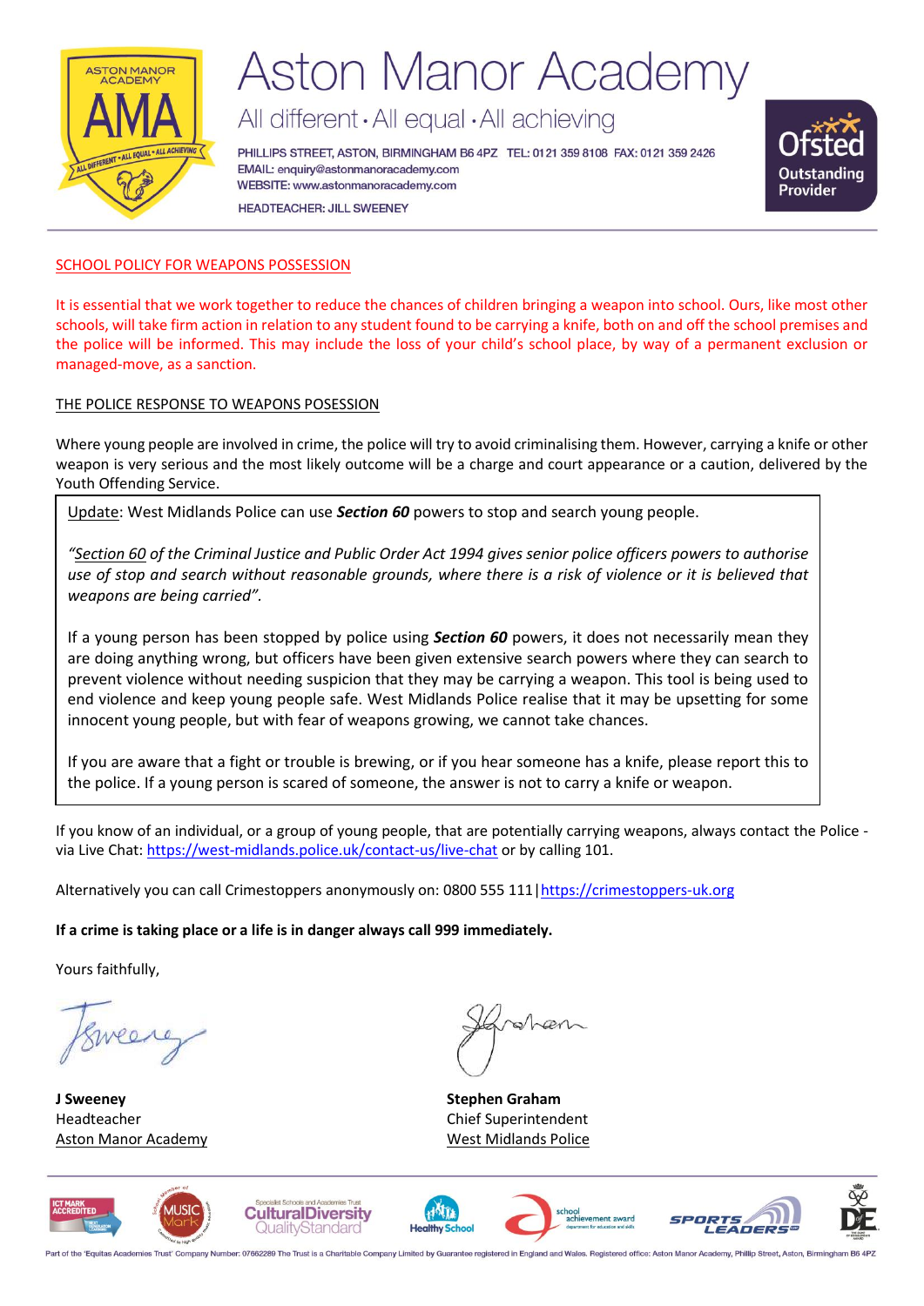# Aston Manor Academy

All different • All equal • All achieving

PHILLIPS STREET, ASTON, BIRMINGHAM B6 4PZ TEL: 0121 359 8108 FAX: 0121 359 2426
EMAIL: enquiry@astonmanoracademy.com
WEBSITE: www.astonmanoracademy.com

HEADTEACHER: JILL SWEENEY

## SCHOOL POLICY FOR WEAPONS POSSESSION

It is essential that we work together to reduce the chances of children bringing a weapon into school. Ours, like most other schools, will take firm action in relation to any student found to be carrying a knife, both on and off the school premises and the police will be informed. This may include the loss of your child's school place, by way of a permanent exclusion or managed-move, as a sanction.

## THE POLICE RESPONSE TO WEAPONS POSESSION

Where young people are involved in crime, the police will try to avoid criminalising them. However, carrying a knife or other weapon is very serious and the most likely outcome will be a charge and court appearance or a caution, delivered by the Youth Offending Service.

Update: West Midlands Police can use ***Section 60*** powers to stop and search young people.

*"Section 60 of the Criminal Justice and Public Order Act 1994 gives senior police officers powers to authorise use of stop and search without reasonable grounds, where there is a risk of violence or it is believed that weapons are being carried".*

If a young person has been stopped by police using ***Section 60*** powers, it does not necessarily mean they are doing anything wrong, but officers have been given extensive search powers where they can search to prevent violence without needing suspicion that they may be carrying a weapon. This tool is being used to end violence and keep young people safe. West Midlands Police realise that it may be upsetting for some innocent young people, but with fear of weapons growing, we cannot take chances.

If you are aware that a fight or trouble is brewing, or if you hear someone has a knife, please report this to the police. If a young person is scared of someone, the answer is not to carry a knife or weapon.

If you know of an individual, or a group of young people, that are potentially carrying weapons, always contact the Police - via Live Chat: https://west-midlands.police.uk/contact-us/live-chat or by calling 101.

Alternatively you can call Crimestoppers anonymously on: 0800 555 111|https://crimestoppers-uk.org

**If a crime is taking place or a life is in danger always call 999 immediately.**

Yours faithfully,

**J Sweeney**
Headteacher
Aston Manor Academy

**Stephen Graham**
Chief Superintendent
West Midlands Police

Part of the 'Equitas Academies Trust' Company Number: 07662289 The Trust is a Charitable Company Limited by Guarantee registered in England and Wales. Registered office: Aston Manor Academy, Phillip Street, Aston, Birmingham B6 4PZ